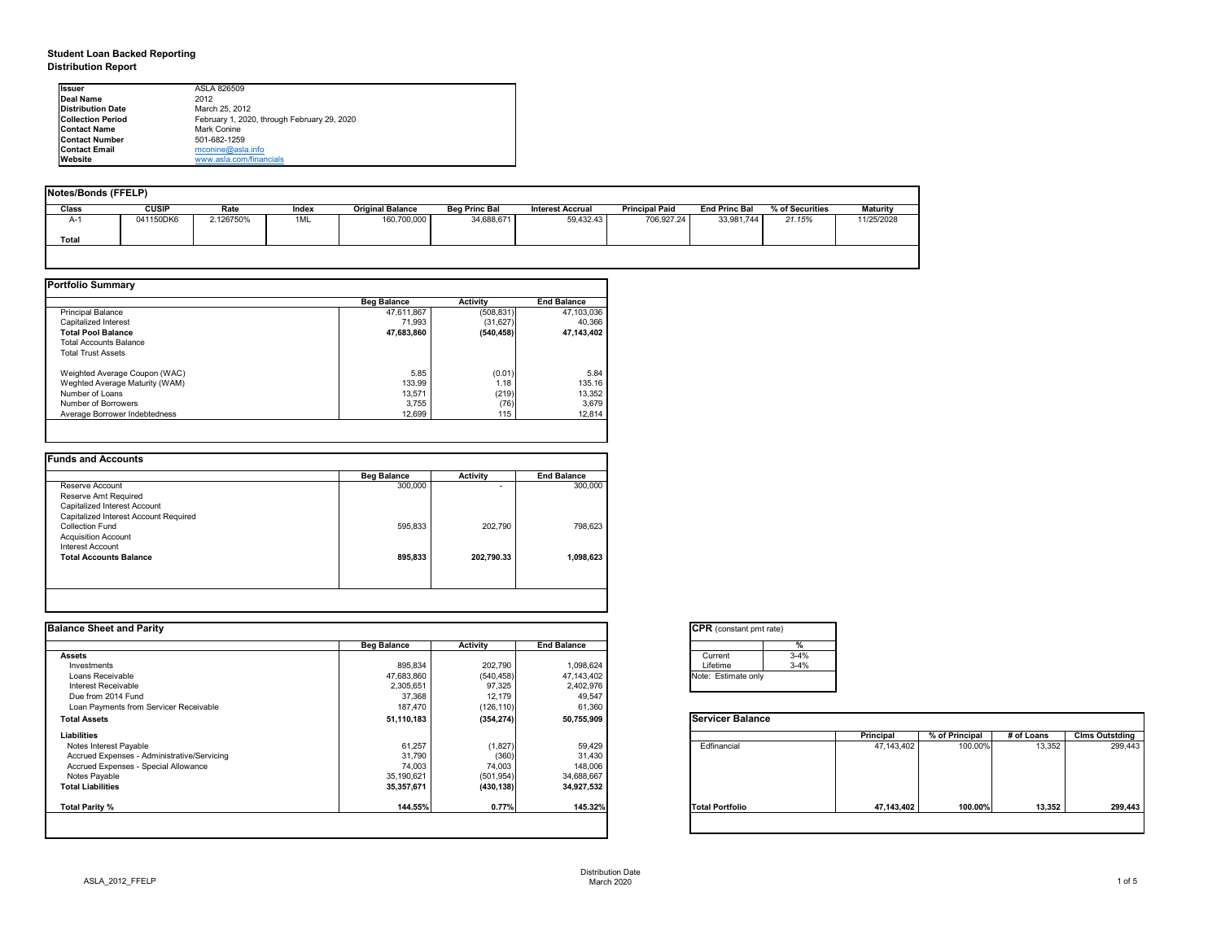**Student Loan Backed Reporting**
**Distribution Report**

| | |
|---|---|
| **Issuer** | ASLA 826509 |
| **Deal Name** | 2012 |
| **Distribution Date** | March 25, 2012 |
| **Collection Period** | February 1, 2020, through February 29, 2020 |
| **Contact Name** | Mark Conine |
| **Contact Number** | 501-682-1259 |
| **Contact Email** | mconine@asla.info |
| **Website** | www.asla.com/financials |

**Notes/Bonds (FFELP)**

| Class | CUSIP | Rate | Index | Original Balance | Beg Princ Bal | Interest Accrual | Principal Paid | End Princ Bal | % of Securities | Maturity |
|---|---|---|---|---|---|---|---|---|---|---|
| A-1 | 041150DK6 | 2.126750% | 1ML | 160,700,000 | 34,688,671 | 59,432.43 | 706,927.24 | 33,981,744 | *21.15%* | 11/25/2028 |
| **Total** | | | | | | | | | | |

**Portfolio Summary**

| | Beg Balance | Activity | End Balance |
|---|---|---|---|
| Principal Balance | 47,611,867 | (508,831) | 47,103,036 |
| Capitalized Interest | 71,993 | (31,627) | 40,366 |
| **Total Pool Balance** | **47,683,860** | **(540,458)** | **47,143,402** |
| Total Accounts Balance | | | |
| Total Trust Assets | | | |
| | | | |
| Weighted Average Coupon (WAC) | 5.85 | (0.01) | 5.84 |
| Weghted Average Maturity (WAM) | 133.99 | 1.18 | 135.16 |
| Number of Loans | 13,571 | (219) | 13,352 |
| Number of Borrowers | 3,755 | (76) | 3,679 |
| Average Borrower Indebtedness | 12,699 | 115 | 12,814 |

**Funds and Accounts**

| | Beg Balance | Activity | End Balance |
|---|---|---|---|
| Reserve Account | 300,000 | - | 300,000 |
| Reserve Amt Required | | | |
| Capitalized Interest Account | | | |
| Capitalized Interest Account Required | | | |
| Collection Fund | 595,833 | 202,790 | 798,623 |
| Acquisition Account | | | |
| Interest Account | | | |
| **Total Accounts Balance** | **895,833** | **202,790.33** | **1,098,623** |

**Balance Sheet and Parity**

| | Beg Balance | Activity | End Balance |
|---|---|---|---|
| **Assets** | | | |
| Investments | 895,834 | 202,790 | 1,098,624 |
| Loans Receivable | 47,683,860 | (540,458) | 47,143,402 |
| Interest Receivable | 2,305,651 | 97,325 | 2,402,976 |
| Due from 2014 Fund | 37,368 | 12,179 | 49,547 |
| Loan Payments from Servicer Receivable | 187,470 | (126,110) | 61,360 |
| **Total Assets** | **51,110,183** | **(354,274)** | **50,755,909** |
| **Liabilities** | | | |
| Notes Interest Payable | 61,257 | (1,827) | 59,429 |
| Accrued Expenses - Administrative/Servicing | 31,790 | (360) | 31,430 |
| Accrued Expenses - Special Allowance | 74,003 | 74,003 | 148,006 |
| Notes Payable | 35,190,621 | (501,954) | 34,688,667 |
| **Total Liabilities** | **35,357,671** | **(430,138)** | **34,927,532** |
| | | | |
| **Total Parity %** | **144.55%** | **0.77%** | **145.32%** |

**CPR** (constant pmt rate)

| | % |
|---|---|
| Current | 3-4% |
| Lifetime | 3-4% |

Note: Estimate only

**Servicer Balance**

| | Principal | % of Principal | # of Loans | Clms Outstding |
|---|---|---|---|---|
| Edfinancial | 47,143,402 | 100.00% | 13,352 | 299,443 |
| **Total Portfolio** | **47,143,402** | **100.00%** | **13,352** | **299,443** |

ASLA_2012_FFELP

Distribution Date
March 2020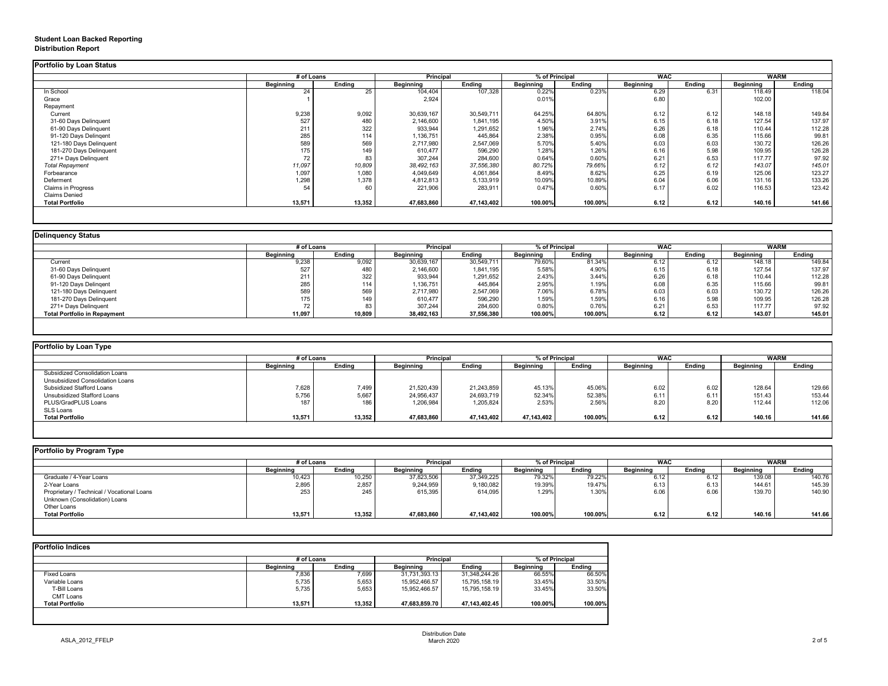**Student Loan Backed Reporting**
**Distribution Report**

## Portfolio by Loan Status

| | # of Loans | | Principal | | % of Principal | | WAC | | WARM | |
|---|---|---|---|---|---|---|---|---|---|---|
| | Beginning | Ending | Beginning | Ending | Beginning | Ending | Beginning | Ending | Beginning | Ending |
| In School | 24 | 25 | 104,404 | 107,328 | 0.22% | 0.23% | 6.29 | 6.31 | 118.49 | 118.04 |
| Grace | 1 | | 2,924 | | 0.01% | | 6.80 | | 102.00 | |
| Repayment | | | | | | | | | | |
| Current | 9,238 | 9,092 | 30,639,167 | 30,549,711 | 64.25% | 64.80% | 6.12 | 6.12 | 148.18 | 149.84 |
| 31-60 Days Delinquent | 527 | 480 | 2,146,600 | 1,841,195 | 4.50% | 3.91% | 6.15 | 6.18 | 127.54 | 137.97 |
| 61-90 Days Delinquent | 211 | 322 | 933,944 | 1,291,652 | 1.96% | 2.74% | 6.26 | 6.18 | 110.44 | 112.28 |
| 91-120 Days Delingent | 285 | 114 | 1,136,751 | 445,864 | 2.38% | 0.95% | 6.08 | 6.35 | 115.66 | 99.81 |
| 121-180 Days Delinquent | 589 | 569 | 2,717,980 | 2,547,069 | 5.70% | 5.40% | 6.03 | 6.03 | 130.72 | 126.26 |
| 181-270 Days Delinquent | 175 | 149 | 610,477 | 596,290 | 1.28% | 1.26% | 6.16 | 5.98 | 109.95 | 126.28 |
| 271+ Days Delinquent | 72 | 83 | 307,244 | 284,600 | 0.64% | 0.60% | 6.21 | 6.53 | 117.77 | 97.92 |
| *Total Repayment* | *11,097* | *10,809* | *38,492,163* | *37,556,380* | *80.72%* | *79.66%* | *6.12* | *6.12* | *143.07* | *145.01* |
| Forbearance | 1,097 | 1,080 | 4,049,649 | 4,061,864 | 8.49% | 8.62% | 6.25 | 6.19 | 125.06 | 123.27 |
| Deferment | 1,298 | 1,378 | 4,812,813 | 5,133,919 | 10.09% | 10.89% | 6.04 | 6.06 | 131.16 | 133.26 |
| Claims in Progress | 54 | 60 | 221,906 | 283,911 | 0.47% | 0.60% | 6.17 | 6.02 | 116.53 | 123.42 |
| Claims Denied | | | | | | | | | | |
| **Total Portfolio** | **13,571** | **13,352** | **47,683,860** | **47,143,402** | **100.00%** | **100.00%** | **6.12** | **6.12** | **140.16** | **141.66** |

## Delinquency Status

| | # of Loans | | Principal | | % of Principal | | WAC | | WARM | |
|---|---|---|---|---|---|---|---|---|---|---|
| | Beginning | Ending | Beginning | Ending | Beginning | Ending | Beginning | Ending | Beginning | Ending |
| Current | 9,238 | 9,092 | 30,639,167 | 30,549,711 | 79.60% | 81.34% | 6.12 | 6.12 | 148.18 | 149.84 |
| 31-60 Days Delinquent | 527 | 480 | 2,146,600 | 1,841,195 | 5.58% | 4.90% | 6.15 | 6.18 | 127.54 | 137.97 |
| 61-90 Days Delinquent | 211 | 322 | 933,944 | 1,291,652 | 2.43% | 3.44% | 6.26 | 6.18 | 110.44 | 112.28 |
| 91-120 Days Delingent | 285 | 114 | 1,136,751 | 445,864 | 2.95% | 1.19% | 6.08 | 6.35 | 115.66 | 99.81 |
| 121-180 Days Delinquent | 589 | 569 | 2,717,980 | 2,547,069 | 7.06% | 6.78% | 6.03 | 6.03 | 130.72 | 126.26 |
| 181-270 Days Delinquent | 175 | 149 | 610,477 | 596,290 | 1.59% | 1.59% | 6.16 | 5.98 | 109.95 | 126.28 |
| 271+ Days Delinquent | 72 | 83 | 307,244 | 284,600 | 0.80% | 0.76% | 6.21 | 6.53 | 117.77 | 97.92 |
| **Total Portfolio in Repayment** | **11,097** | **10,809** | **38,492,163** | **37,556,380** | **100.00%** | **100.00%** | **6.12** | **6.12** | **143.07** | **145.01** |

## Portfolio by Loan Type

| | # of Loans | | Principal | | % of Principal | | WAC | | WARM | |
|---|---|---|---|---|---|---|---|---|---|---|
| | Beginning | Ending | Beginning | Ending | Beginning | Ending | Beginning | Ending | Beginning | Ending |
| Subsidized Consolidation Loans | | | | | | | | | | |
| Unsubsidized Consolidation Loans | | | | | | | | | | |
| Subsidized Stafford Loans | 7,628 | 7,499 | 21,520,439 | 21,243,859 | 45.13% | 45.06% | 6.02 | 6.02 | 128.64 | 129.66 |
| Unsubsidized Stafford Loans | 5,756 | 5,667 | 24,956,437 | 24,693,719 | 52.34% | 52.38% | 6.11 | 6.11 | 151.43 | 153.44 |
| PLUS/GradPLUS Loans | 187 | 186 | 1,206,984 | 1,205,824 | 2.53% | 2.56% | 8.20 | 8.20 | 112.44 | 112.06 |
| SLS Loans | | | | | | | | | | |
| **Total Portfolio** | **13,571** | **13,352** | **47,683,860** | **47,143,402** | **47,143,402** | **100.00%** | **6.12** | **6.12** | **140.16** | **141.66** |

## Portfolio by Program Type

| | # of Loans | | Principal | | % of Principal | | WAC | | WARM | |
|---|---|---|---|---|---|---|---|---|---|---|
| | Beginning | Ending | Beginning | Ending | Beginning | Ending | Beginning | Ending | Beginning | Ending |
| Graduate / 4-Year Loans | 10,423 | 10,250 | 37,823,506 | 37,349,225 | 79.32% | 79.22% | 6.12 | 6.12 | 139.08 | 140.76 |
| 2-Year Loans | 2,895 | 2,857 | 9,244,959 | 9,180,082 | 19.39% | 19.47% | 6.13 | 6.13 | 144.61 | 145.39 |
| Proprietary / Technical / Vocational Loans | 253 | 245 | 615,395 | 614,095 | 1.29% | 1.30% | 6.06 | 6.06 | 139.70 | 140.90 |
| Unknown (Consolidation) Loans | | | | | | | | | | |
| Other Loans | | | | | | | | | | |
| **Total Portfolio** | **13,571** | **13,352** | **47,683,860** | **47,143,402** | **100.00%** | **100.00%** | **6.12** | **6.12** | **140.16** | **141.66** |

## Portfolio Indices

| | # of Loans | | Principal | | % of Principal | |
|---|---|---|---|---|---|---|
| | Beginning | Ending | Beginning | Ending | Beginning | Ending |
| Fixed Loans | 7,836 | 7,699 | 31,731,393.13 | 31,348,244.26 | 66.55% | 66.50% |
| Variable Loans | 5,735 | 5,653 | 15,952,466.57 | 15,795,158.19 | 33.45% | 33.50% |
| T-Bill Loans | 5,735 | 5,653 | 15,952,466.57 | 15,795,158.19 | 33.45% | 33.50% |
| CMT Loans | | | | | | |
| **Total Portfolio** | **13,571** | **13,352** | **47,683,859.70** | **47,143,402.45** | **100.00%** | **100.00%** |

ASLA_2012_FFELP

Distribution Date
March 2020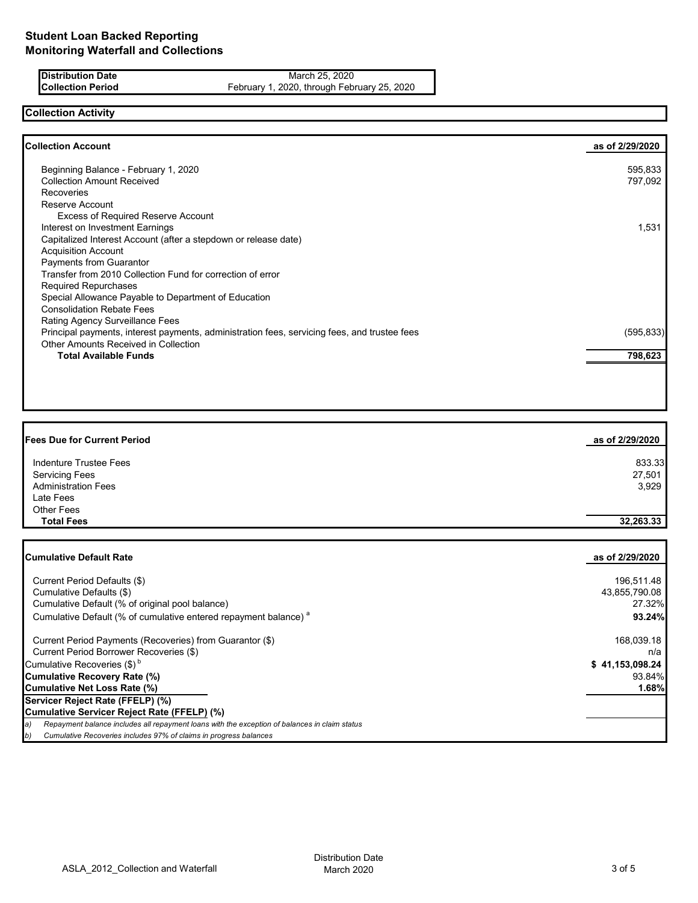# Student Loan Backed Reporting
# Monitoring Waterfall and Collections

| Distribution Date | March 25, 2020 |
| --- | --- |
| Collection Period | February 1, 2020, through February 25, 2020 |

## Collection Activity

| Collection Account | as of 2/29/2020 |
| --- | --- |
| Beginning Balance - February 1, 2020 | 595,833 |
| Collection Amount Received | 797,092 |
| Recoveries | |
| Reserve Account | |
| Excess of Required Reserve Account | |
| Interest on Investment Earnings | 1,531 |
| Capitalized Interest Account (after a stepdown or release date) | |
| Acquisition Account | |
| Payments from Guarantor | |
| Transfer from 2010 Collection Fund for correction of error | |
| Required Repurchases | |
| Special Allowance Payable to Department of Education | |
| Consolidation Rebate Fees | |
| Rating Agency Surveillance Fees | |
| Principal payments, interest payments, administration fees, servicing fees, and trustee fees | (595,833) |
| Other Amounts Received in Collection | |
| **Total Available Funds** | **798,623** |

| Fees Due for Current Period | as of 2/29/2020 |
| --- | --- |
| Indenture Trustee Fees | 833.33 |
| Servicing Fees | 27,501 |
| Administration Fees | 3,929 |
| Late Fees | |
| Other Fees | |
| **Total Fees** | **32,263.33** |

| Cumulative Default Rate | as of 2/29/2020 |
| --- | --- |
| Current Period Defaults ($) | 196,511.48 |
| Cumulative Defaults ($) | 43,855,790.08 |
| Cumulative Default (% of original pool balance) | 27.32% |
| Cumulative Default (% of cumulative entered repayment balance) [a] | **93.24%** |
| Current Period Payments (Recoveries) from Guarantor ($) | 168,039.18 |
| Current Period Borrower Recoveries ($) | n/a |
| Cumulative Recoveries ($) [b] | **$ 41,153,098.24** |
| **Cumulative Recovery Rate (%)** | 93.84% |
| **Cumulative Net Loss Rate (%)** | **1.68%** |
| **Servicer Reject Rate (FFELP) (%)** | |
| **Cumulative Servicer Reject Rate (FFELP) (%)** | |

*a) Repayment balance includes all repayment loans with the exception of balances in claim status*

*b) Cumulative Recoveries includes 97% of claims in progress balances*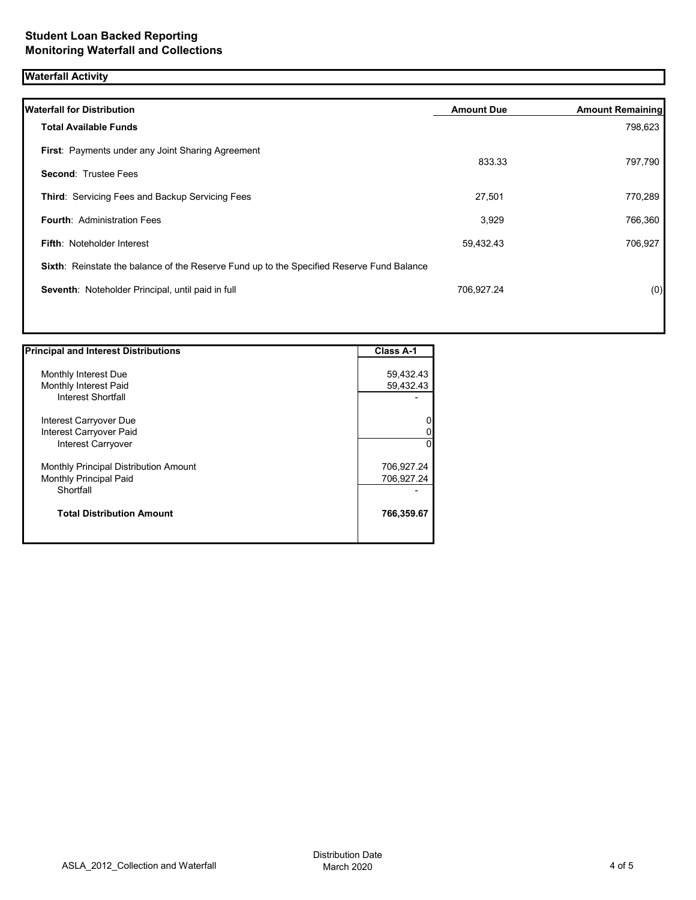**Student Loan Backed Reporting**
**Monitoring Waterfall and Collections**

## Waterfall Activity

| Waterfall for Distribution | Amount Due | Amount Remaining |
|---|---|---|
| **Total Available Funds** | | 798,623 |
| **First**: Payments under any Joint Sharing Agreement | | |
| **Second**: Trustee Fees | 833.33 | 797,790 |
| **Third**: Servicing Fees and Backup Servicing Fees | 27,501 | 770,289 |
| **Fourth**: Administration Fees | 3,929 | 766,360 |
| **Fifth**: Noteholder Interest | 59,432.43 | 706,927 |
| **Sixth**: Reinstate the balance of the Reserve Fund up to the Specified Reserve Fund Balance | | |
| **Seventh**: Noteholder Principal, until paid in full | 706,927.24 | (0) |

| Principal and Interest Distributions | Class A-1 |
|---|---|
| Monthly Interest Due | 59,432.43 |
| Monthly Interest Paid | 59,432.43 |
| Interest Shortfall | - |
| Interest Carryover Due | 0 |
| Interest Carryover Paid | 0 |
| Interest Carryover | 0 |
| Monthly Principal Distribution Amount | 706,927.24 |
| Monthly Principal Paid | 706,927.24 |
| Shortfall | - |
| **Total Distribution Amount** | **766,359.67** |

ASLA_2012_Collection and Waterfall

Distribution Date
March 2020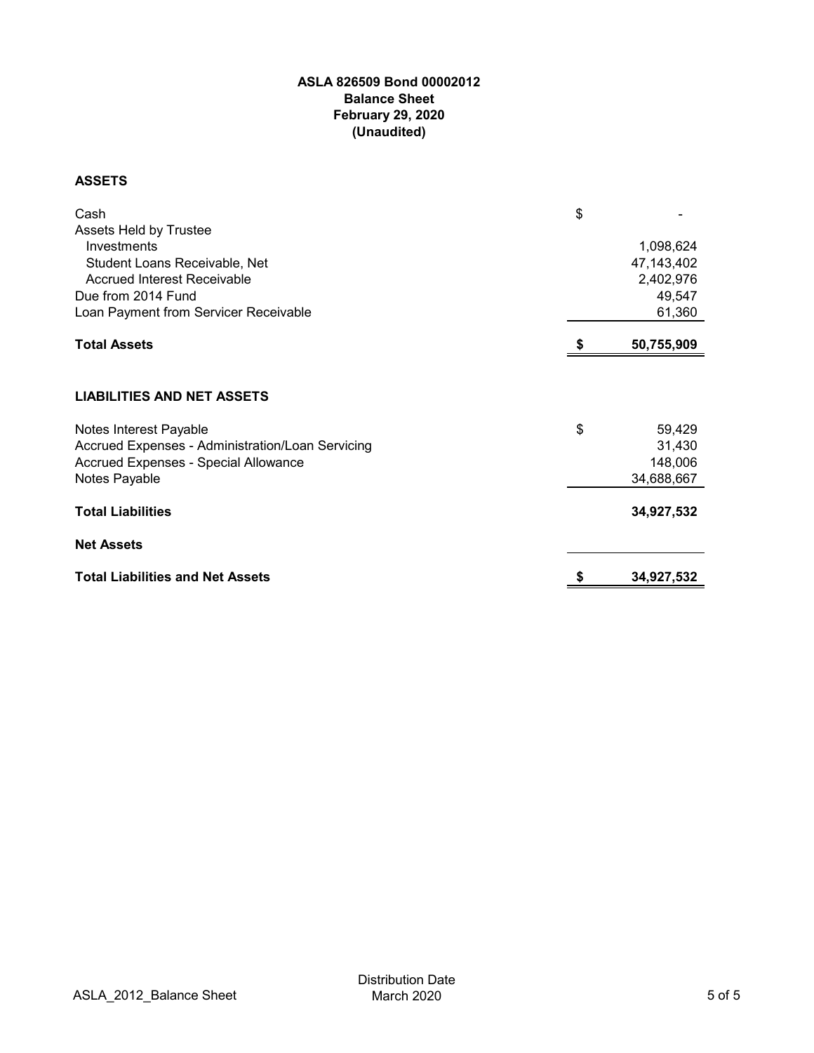**ASLA 826509 Bond 00002012**
**Balance Sheet**
**February 29, 2020**
**(Unaudited)**

## ASSETS

| | | |
|---|---|---|
| Cash | $ | - |
| Assets Held by Trustee | | |
| Investments | | 1,098,624 |
| Student Loans Receivable, Net | | 47,143,402 |
| Accrued Interest Receivable | | 2,402,976 |
| Due from 2014 Fund | | 49,547 |
| Loan Payment from Servicer Receivable | | 61,360 |
| **Total Assets** | **$** | **50,755,909** |

## LIABILITIES AND NET ASSETS

| | | |
|---|---|---|
| Notes Interest Payable | $ | 59,429 |
| Accrued Expenses - Administration/Loan Servicing | | 31,430 |
| Accrued Expenses - Special Allowance | | 148,006 |
| Notes Payable | | 34,688,667 |
| **Total Liabilities** | | **34,927,532** |
| **Net Assets** | | |
| **Total Liabilities and Net Assets** | **$** | **34,927,532** |

ASLA_2012_Balance Sheet

Distribution Date
March 2020